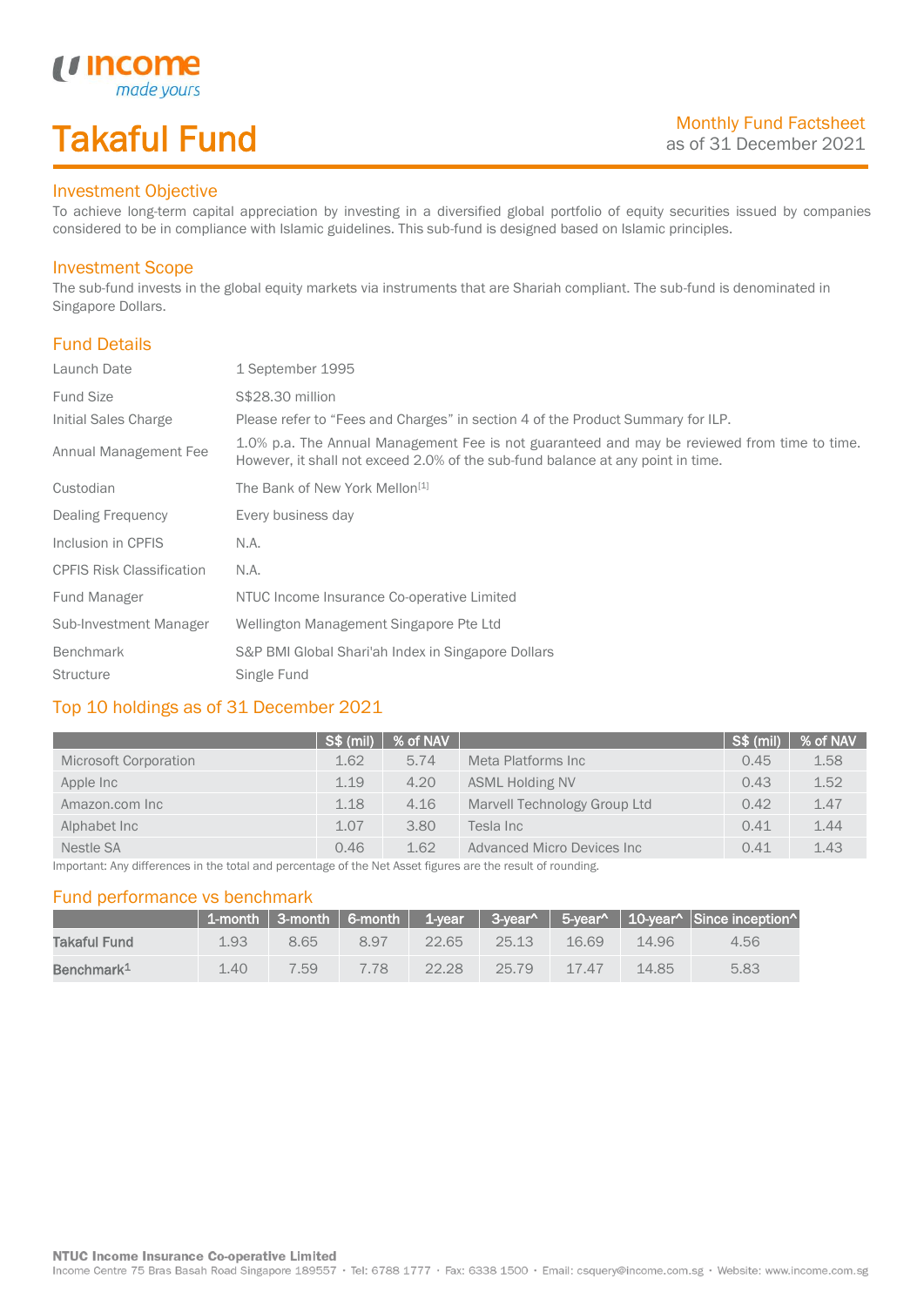# Takaful Fund

Monthly Fund Factsheet
as of 31 December 2021

## Investment Objective

To achieve long-term capital appreciation by investing in a diversified global portfolio of equity securities issued by companies considered to be in compliance with Islamic guidelines. This sub-fund is designed based on Islamic principles.

## Investment Scope

The sub-fund invests in the global equity markets via instruments that are Shariah compliant. The sub-fund is denominated in Singapore Dollars.

## Fund Details

| | |
|---|---|
| Launch Date | 1 September 1995 |
| Fund Size | S$28.30 million |
| Initial Sales Charge | Please refer to "Fees and Charges" in section 4 of the Product Summary for ILP. |
| Annual Management Fee | 1.0% p.a. The Annual Management Fee is not guaranteed and may be reviewed from time to time. However, it shall not exceed 2.0% of the sub-fund balance at any point in time. |
| Custodian | The Bank of New York Mellon[1] |
| Dealing Frequency | Every business day |
| Inclusion in CPFIS | N.A. |
| CPFIS Risk Classification | N.A. |
| Fund Manager | NTUC Income Insurance Co-operative Limited |
| Sub-Investment Manager | Wellington Management Singapore Pte Ltd |
| Benchmark | S&P BMI Global Shari'ah Index in Singapore Dollars |
| Structure | Single Fund |

## Top 10 holdings as of 31 December 2021

| | S$ (mil) | % of NAV | | S$ (mil) | % of NAV |
|---|---|---|---|---|---|
| Microsoft Corporation | 1.62 | 5.74 | Meta Platforms Inc | 0.45 | 1.58 |
| Apple Inc | 1.19 | 4.20 | ASML Holding NV | 0.43 | 1.52 |
| Amazon.com Inc | 1.18 | 4.16 | Marvell Technology Group Ltd | 0.42 | 1.47 |
| Alphabet Inc | 1.07 | 3.80 | Tesla Inc | 0.41 | 1.44 |
| Nestle SA | 0.46 | 1.62 | Advanced Micro Devices Inc | 0.41 | 1.43 |

Important: Any differences in the total and percentage of the Net Asset figures are the result of rounding.

## Fund performance vs benchmark

| | 1-month | 3-month | 6-month | 1-year | 3-year^ | 5-year^ | 10-year^ | Since inception^ |
|---|---|---|---|---|---|---|---|---|
| **Takaful Fund** | 1.93 | 8.65 | 8.97 | 22.65 | 25.13 | 16.69 | 14.96 | 4.56 |
| **Benchmark[1]** | 1.40 | 7.59 | 7.78 | 22.28 | 25.79 | 17.47 | 14.85 | 5.83 |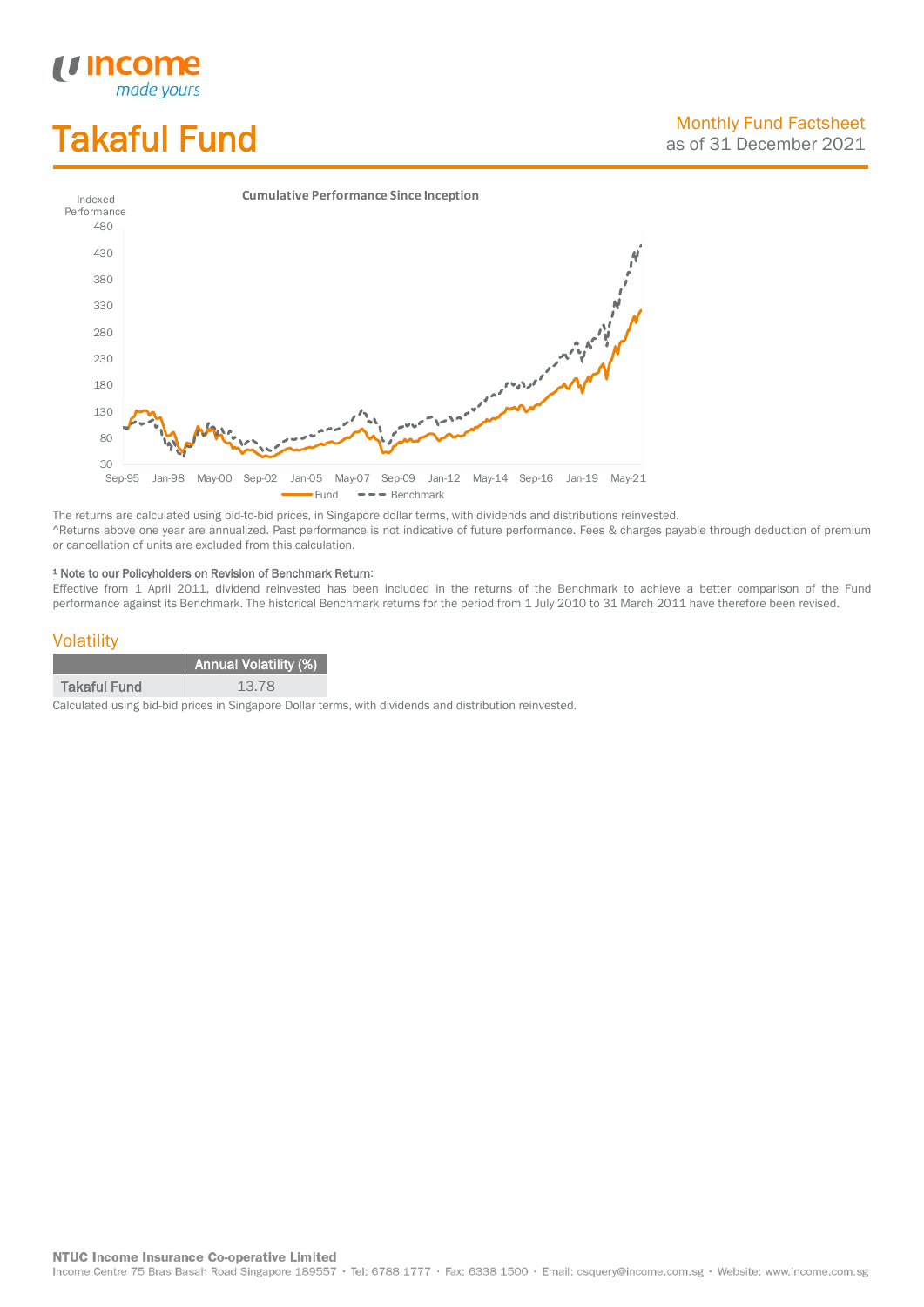# Takaful Fund

Monthly Fund Factsheet
as of 31 December 2021

**Cumulative Performance Since Inception**

Indexed Performance

480
430
380
330
280
230
180
130
80
30

Sep-95 Jan-98 May-00 Sep-02 Jan-05 May-07 Sep-09 Jan-12 May-14 Sep-16 Jan-19 May-21

Fund — Benchmark

The returns are calculated using bid-to-bid prices, in Singapore dollar terms, with dividends and distributions reinvested.
^Returns above one year are annualized. Past performance is not indicative of future performance. Fees & charges payable through deduction of premium or cancellation of units are excluded from this calculation.

[1] Note to our Policyholders on Revision of Benchmark Return:
Effective from 1 April 2011, dividend reinvested has been included in the returns of the Benchmark to achieve a better comparison of the Fund performance against its Benchmark. The historical Benchmark returns for the period from 1 July 2010 to 31 March 2011 have therefore been revised.

## Volatility

| | Annual Volatility (%) |
|---|---|
| Takaful Fund | 13.78 |

Calculated using bid-bid prices in Singapore Dollar terms, with dividends and distribution reinvested.

**NTUC Income Insurance Co-operative Limited**
Income Centre 75 Bras Basah Road Singapore 189557 · Tel: 6788 1777 · Fax: 6338 1500 · Email: csquery@income.com.sg · Website: www.income.com.sg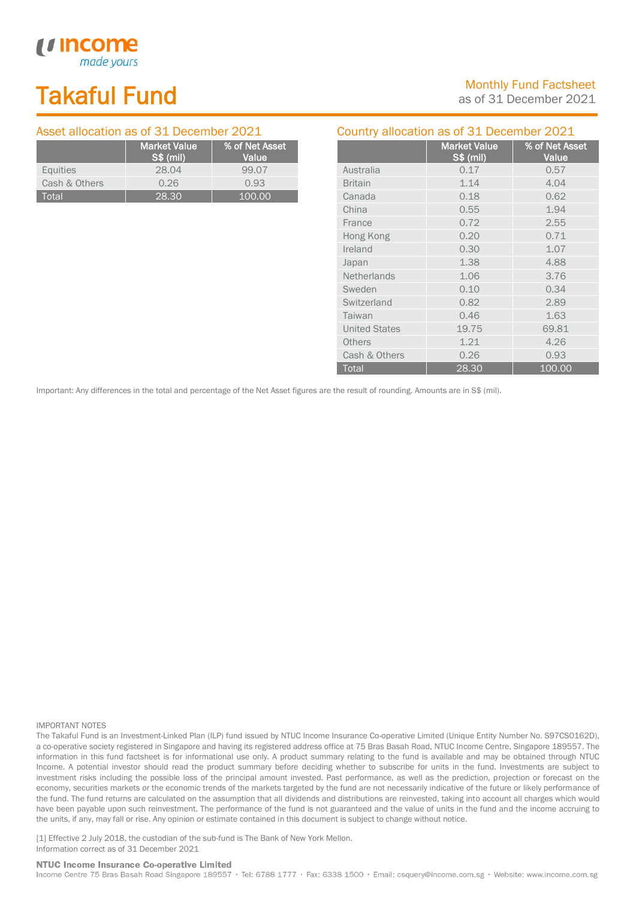# Takaful Fund

Monthly Fund Factsheet
as of 31 December 2021

## Asset allocation as of 31 December 2021

| | Market Value S$ (mil) | % of Net Asset Value |
|---|---|---|
| Equities | 28.04 | 99.07 |
| Cash & Others | 0.26 | 0.93 |
| Total | 28.30 | 100.00 |

## Country allocation as of 31 December 2021

| | Market Value S$ (mil) | % of Net Asset Value |
|---|---|---|
| Australia | 0.17 | 0.57 |
| Britain | 1.14 | 4.04 |
| Canada | 0.18 | 0.62 |
| China | 0.55 | 1.94 |
| France | 0.72 | 2.55 |
| Hong Kong | 0.20 | 0.71 |
| Ireland | 0.30 | 1.07 |
| Japan | 1.38 | 4.88 |
| Netherlands | 1.06 | 3.76 |
| Sweden | 0.10 | 0.34 |
| Switzerland | 0.82 | 2.89 |
| Taiwan | 0.46 | 1.63 |
| United States | 19.75 | 69.81 |
| Others | 1.21 | 4.26 |
| Cash & Others | 0.26 | 0.93 |
| Total | 28.30 | 100.00 |

Important: Any differences in the total and percentage of the Net Asset figures are the result of rounding. Amounts are in S$ (mil).

IMPORTANT NOTES

The Takaful Fund is an Investment-Linked Plan (ILP) fund issued by NTUC Income Insurance Co-operative Limited (Unique Entity Number No. S97CS0162D), a co-operative society registered in Singapore and having its registered address office at 75 Bras Basah Road, NTUC Income Centre, Singapore 189557. The information in this fund factsheet is for informational use only. A product summary relating to the fund is available and may be obtained through NTUC Income. A potential investor should read the product summary before deciding whether to subscribe for units in the fund. Investments are subject to investment risks including the possible loss of the principal amount invested. Past performance, as well as the prediction, projection or forecast on the economy, securities markets or the economic trends of the markets targeted by the fund are not necessarily indicative of the future or likely performance of the fund. The fund returns are calculated on the assumption that all dividends and distributions are reinvested, taking into account all charges which would have been payable upon such reinvestment. The performance of the fund is not guaranteed and the value of units in the fund and the income accruing to the units, if any, may fall or rise. Any opinion or estimate contained in this document is subject to change without notice.

[1] Effective 2 July 2018, the custodian of the sub-fund is The Bank of New York Mellon.
Information correct as of 31 December 2021

**NTUC Income Insurance Co-operative Limited**
Income Centre 75 Bras Basah Road Singapore 189557 · Tel: 6788 1777 · Fax: 6338 1500 · Email: csquery@income.com.sg · Website: www.income.com.sg